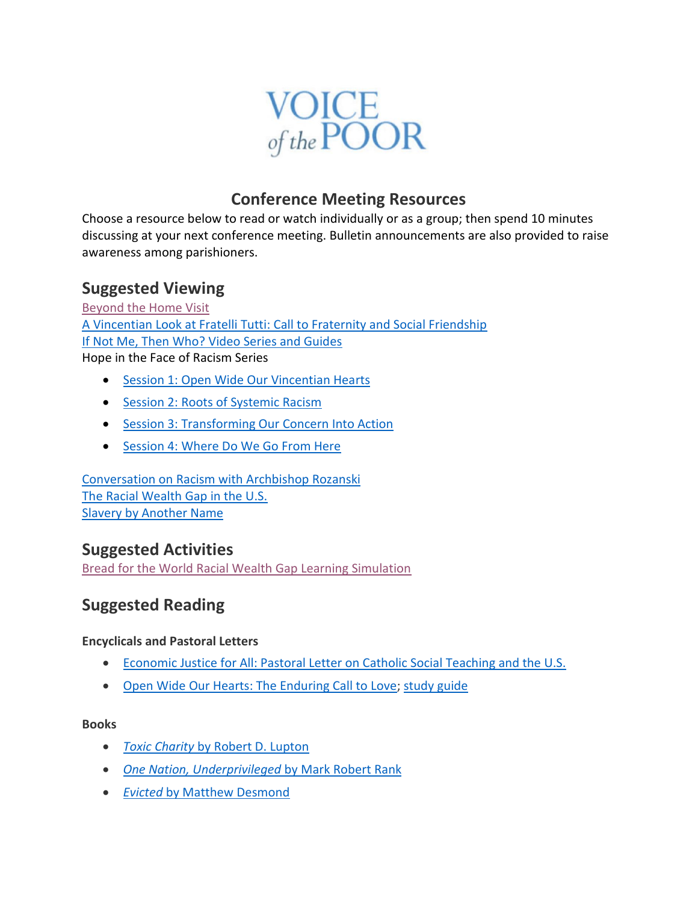VOICE of the POOR

## Conference Meeting Resources

Choose a resource below to read or watch individually or as a group; then spend 10 minutes discussing at your next conference meeting. Bulletin announcements are also provided to raise awareness among parishioners.

## Suggested Viewing

Beyond the Home Visit
A Vincentian Look at Fratelli Tutti: Call to Fraternity and Social Friendship
If Not Me, Then Who? Video Series and Guides
Hope in the Face of Racism Series

- Session 1: Open Wide Our Vincentian Hearts
- Session 2: Roots of Systemic Racism
- Session 3: Transforming Our Concern Into Action
- Session 4: Where Do We Go From Here

Conversation on Racism with Archbishop Rozanski
The Racial Wealth Gap in the U.S.
Slavery by Another Name

## Suggested Activities

Bread for the World Racial Wealth Gap Learning Simulation

## Suggested Reading

**Encyclicals and Pastoral Letters**

- Economic Justice for All: Pastoral Letter on Catholic Social Teaching and the U.S.
- Open Wide Our Hearts: The Enduring Call to Love; study guide

**Books**

- *Toxic Charity* by Robert D. Lupton
- *One Nation, Underprivileged* by Mark Robert Rank
- *Evicted* by Matthew Desmond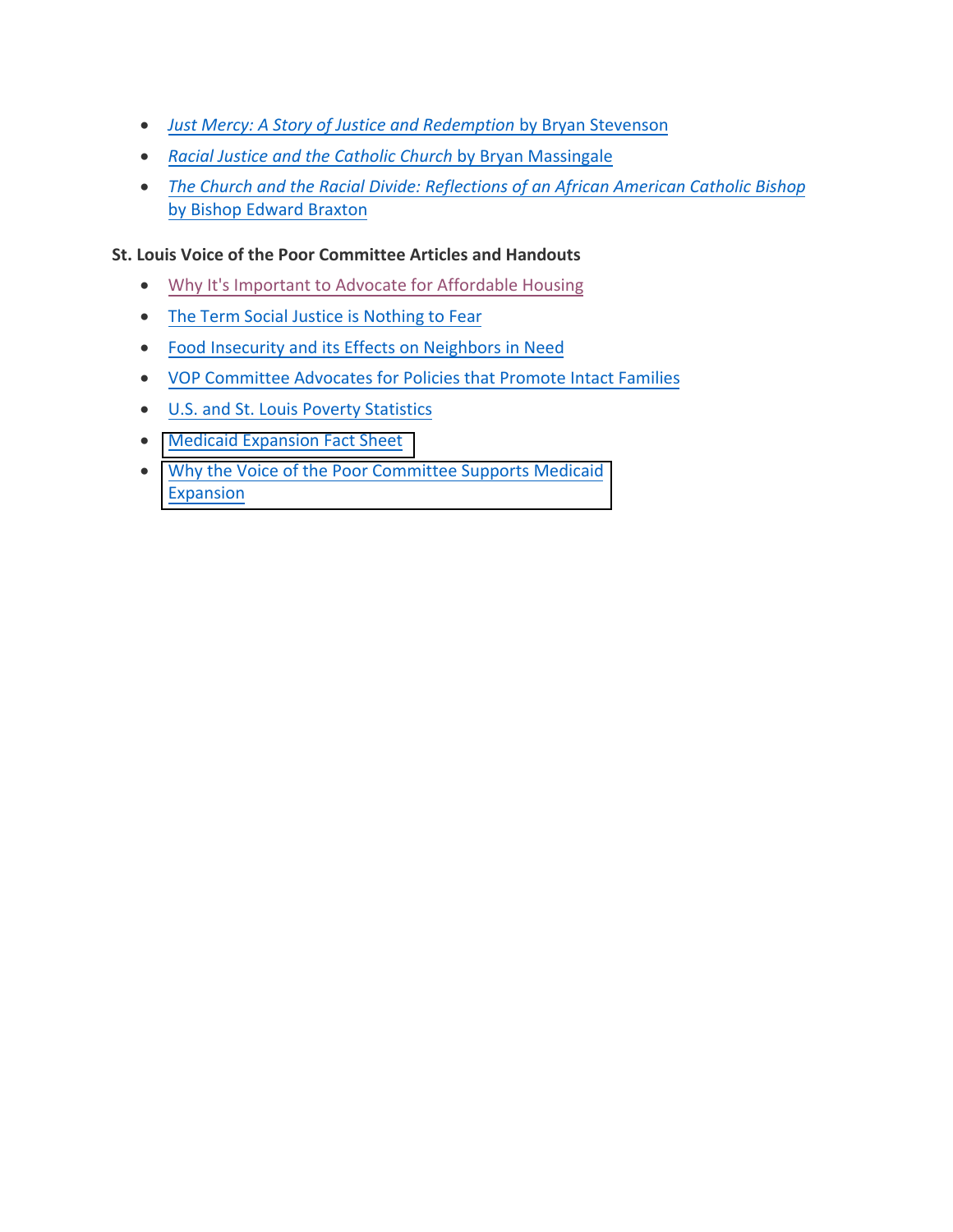- *Just Mercy: A Story of Justice and Redemption* by Bryan Stevenson
- *Racial Justice and the Catholic Church* by Bryan Massingale
- *The Church and the Racial Divide: Reflections of an African American Catholic Bishop* by Bishop Edward Braxton

**St. Louis Voice of the Poor Committee Articles and Handouts**

- Why It's Important to Advocate for Affordable Housing
- The Term Social Justice is Nothing to Fear
- Food Insecurity and its Effects on Neighbors in Need
- VOP Committee Advocates for Policies that Promote Intact Families
- U.S. and St. Louis Poverty Statistics
- Medicaid Expansion Fact Sheet
- Why the Voice of the Poor Committee Supports Medicaid Expansion